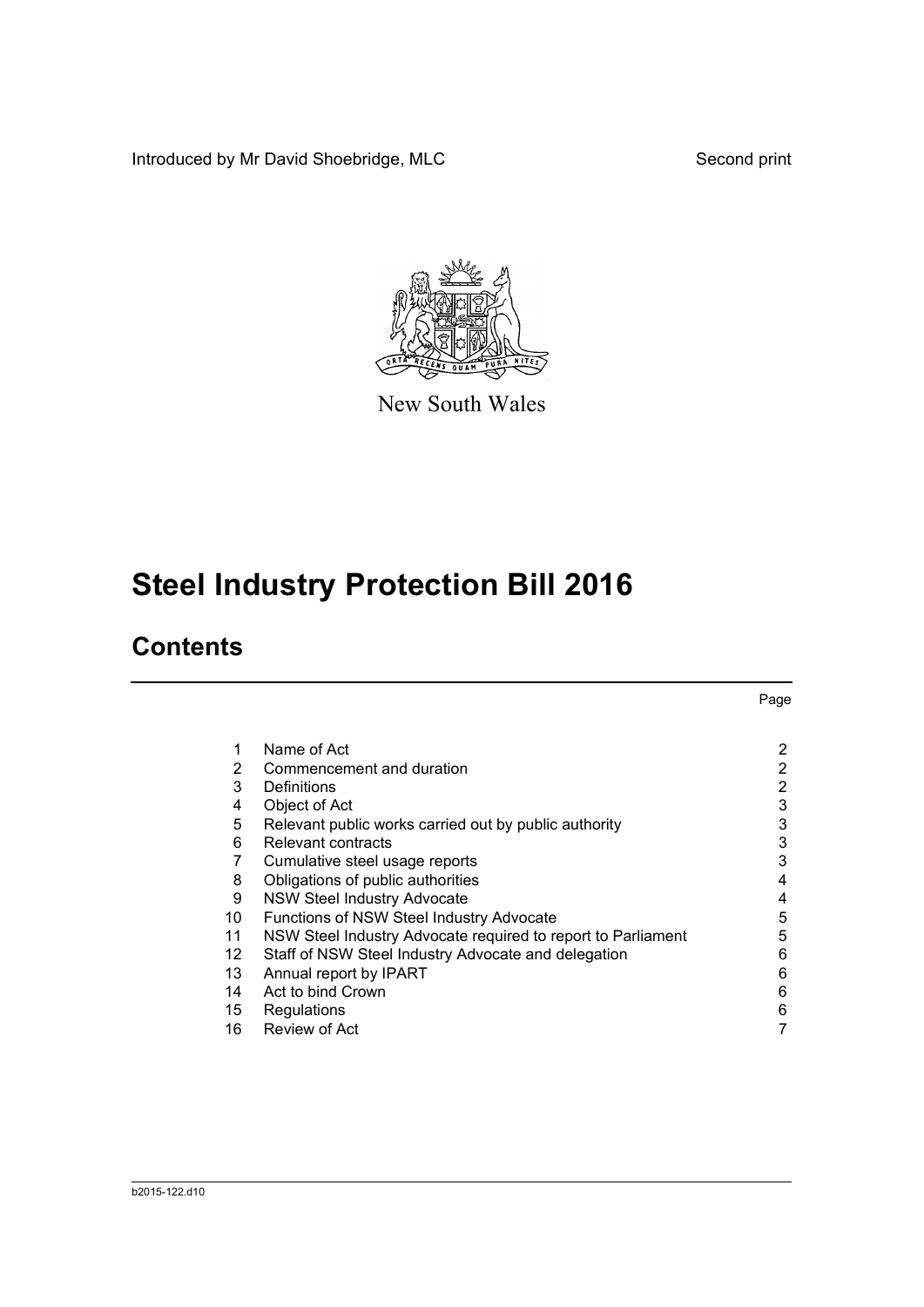Introduced by Mr David Shoebridge, MLC Second print

New South Wales

# Steel Industry Protection Bill 2016

## Contents

| | | Page |
|---|---|---|
| 1 | Name of Act | 2 |
| 2 | Commencement and duration | 2 |
| 3 | Definitions | 2 |
| 4 | Object of Act | 3 |
| 5 | Relevant public works carried out by public authority | 3 |
| 6 | Relevant contracts | 3 |
| 7 | Cumulative steel usage reports | 3 |
| 8 | Obligations of public authorities | 4 |
| 9 | NSW Steel Industry Advocate | 4 |
| 10 | Functions of NSW Steel Industry Advocate | 5 |
| 11 | NSW Steel Industry Advocate required to report to Parliament | 5 |
| 12 | Staff of NSW Steel Industry Advocate and delegation | 6 |
| 13 | Annual report by IPART | 6 |
| 14 | Act to bind Crown | 6 |
| 15 | Regulations | 6 |
| 16 | Review of Act | 7 |

b2015-122.d10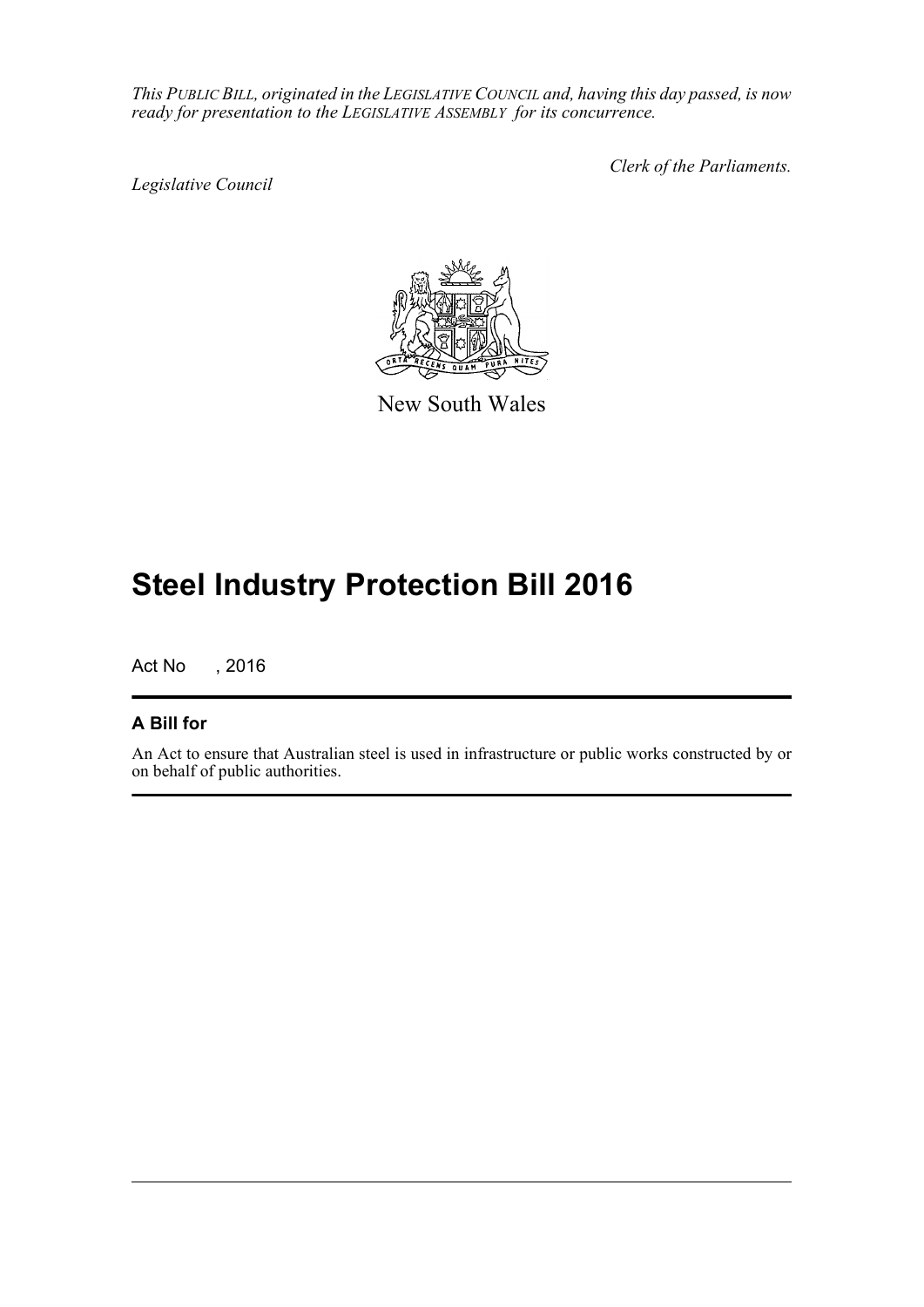*This PUBLIC BILL, originated in the LEGISLATIVE COUNCIL and, having this day passed, is now ready for presentation to the LEGISLATIVE ASSEMBLY for its concurrence.*

*Clerk of the Parliaments.*

*Legislative Council*

New South Wales

# Steel Industry Protection Bill 2016

Act No , 2016

## A Bill for

An Act to ensure that Australian steel is used in infrastructure or public works constructed by or on behalf of public authorities.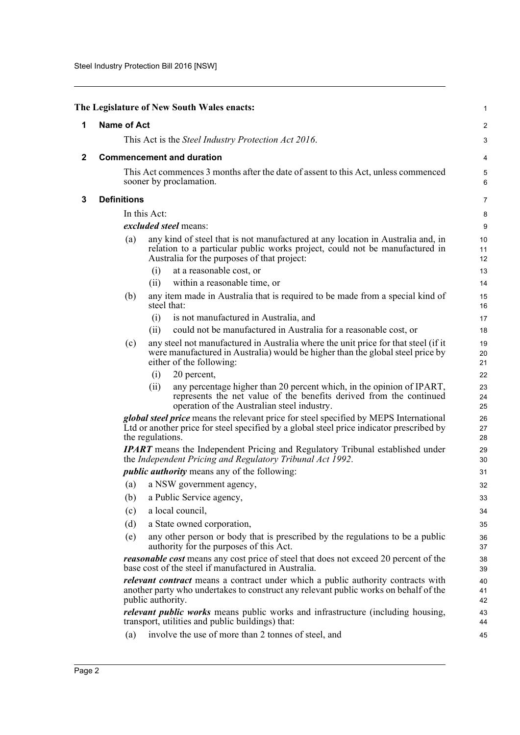The Legislature of New South Wales enacts:

## 1 Name of Act

This Act is the *Steel Industry Protection Act 2016*.

## 2 Commencement and duration

This Act commences 3 months after the date of assent to this Act, unless commenced sooner by proclamation.

## 3 Definitions

In this Act:

***excluded steel*** means:

(a) any kind of steel that is not manufactured at any location in Australia and, in relation to a particular public works project, could not be manufactured in Australia for the purposes of that project:

(i) at a reasonable cost, or

(ii) within a reasonable time, or

(b) any item made in Australia that is required to be made from a special kind of steel that:

(i) is not manufactured in Australia, and

(ii) could not be manufactured in Australia for a reasonable cost, or

(c) any steel not manufactured in Australia where the unit price for that steel (if it were manufactured in Australia) would be higher than the global steel price by either of the following:

(i) 20 percent,

(ii) any percentage higher than 20 percent which, in the opinion of IPART, represents the net value of the benefits derived from the continued operation of the Australian steel industry.

***global steel price*** means the relevant price for steel specified by MEPS International Ltd or another price for steel specified by a global steel price indicator prescribed by the regulations.

***IPART*** means the Independent Pricing and Regulatory Tribunal established under the *Independent Pricing and Regulatory Tribunal Act 1992*.

***public authority*** means any of the following:

(a) a NSW government agency,

(b) a Public Service agency,

(c) a local council,

(d) a State owned corporation,

(e) any other person or body that is prescribed by the regulations to be a public authority for the purposes of this Act.

***reasonable cost*** means any cost price of steel that does not exceed 20 percent of the base cost of the steel if manufactured in Australia.

***relevant contract*** means a contract under which a public authority contracts with another party who undertakes to construct any relevant public works on behalf of the public authority.

***relevant public works*** means public works and infrastructure (including housing, transport, utilities and public buildings) that:

(a) involve the use of more than 2 tonnes of steel, and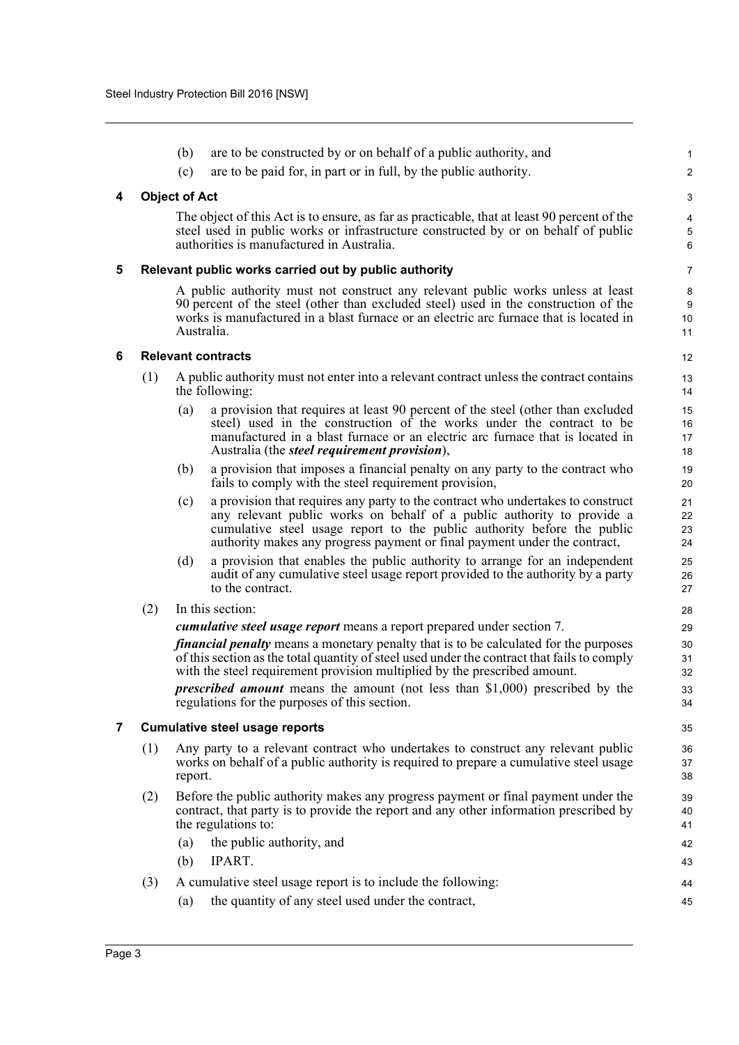(b) are to be constructed by or on behalf of a public authority, and

(c) are to be paid for, in part or in full, by the public authority.

## 4 Object of Act

The object of this Act is to ensure, as far as practicable, that at least 90 percent of the steel used in public works or infrastructure constructed by or on behalf of public authorities is manufactured in Australia.

## 5 Relevant public works carried out by public authority

A public authority must not construct any relevant public works unless at least 90 percent of the steel (other than excluded steel) used in the construction of the works is manufactured in a blast furnace or an electric arc furnace that is located in Australia.

## 6 Relevant contracts

(1) A public authority must not enter into a relevant contract unless the contract contains the following:

(a) a provision that requires at least 90 percent of the steel (other than excluded steel) used in the construction of the works under the contract to be manufactured in a blast furnace or an electric arc furnace that is located in Australia (the ***steel requirement provision***),

(b) a provision that imposes a financial penalty on any party to the contract who fails to comply with the steel requirement provision,

(c) a provision that requires any party to the contract who undertakes to construct any relevant public works on behalf of a public authority to provide a cumulative steel usage report to the public authority before the public authority makes any progress payment or final payment under the contract,

(d) a provision that enables the public authority to arrange for an independent audit of any cumulative steel usage report provided to the authority by a party to the contract.

(2) In this section:

***cumulative steel usage report*** means a report prepared under section 7.

***financial penalty*** means a monetary penalty that is to be calculated for the purposes of this section as the total quantity of steel used under the contract that fails to comply with the steel requirement provision multiplied by the prescribed amount.

***prescribed amount*** means the amount (not less than $1,000) prescribed by the regulations for the purposes of this section.

## 7 Cumulative steel usage reports

(1) Any party to a relevant contract who undertakes to construct any relevant public works on behalf of a public authority is required to prepare a cumulative steel usage report.

(2) Before the public authority makes any progress payment or final payment under the contract, that party is to provide the report and any other information prescribed by the regulations to:

(a) the public authority, and

(b) IPART.

(3) A cumulative steel usage report is to include the following:

(a) the quantity of any steel used under the contract,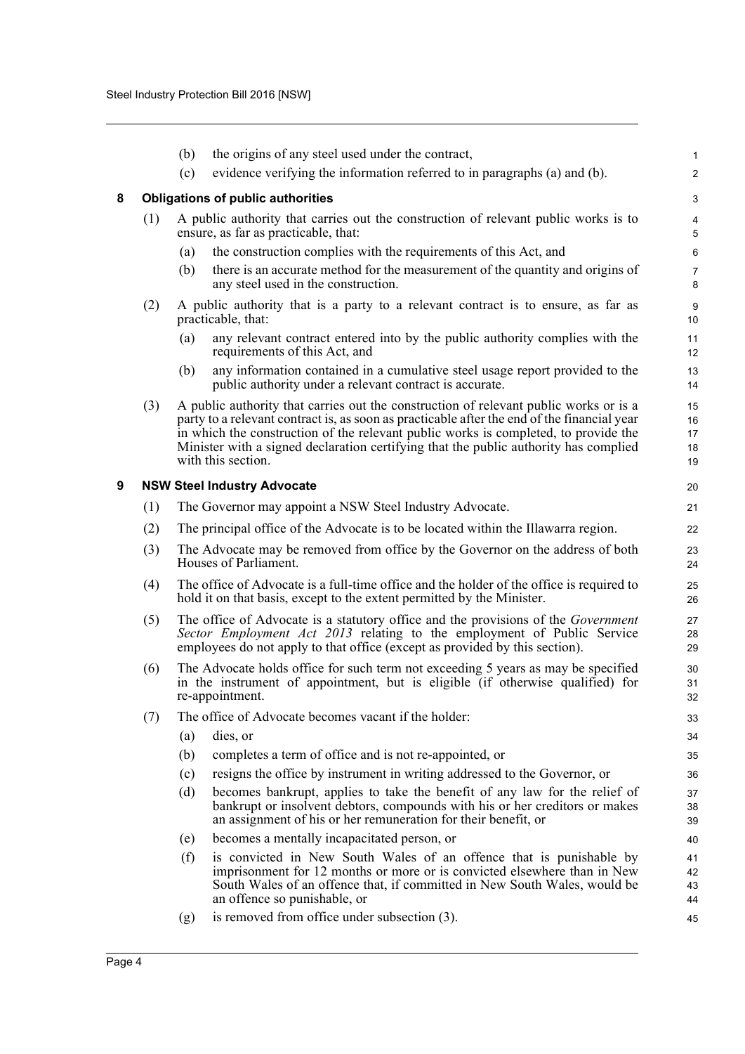(b) the origins of any steel used under the contract,

(c) evidence verifying the information referred to in paragraphs (a) and (b).

## 8 Obligations of public authorities

(1) A public authority that carries out the construction of relevant public works is to ensure, as far as practicable, that:

(a) the construction complies with the requirements of this Act, and

(b) there is an accurate method for the measurement of the quantity and origins of any steel used in the construction.

(2) A public authority that is a party to a relevant contract is to ensure, as far as practicable, that:

(a) any relevant contract entered into by the public authority complies with the requirements of this Act, and

(b) any information contained in a cumulative steel usage report provided to the public authority under a relevant contract is accurate.

(3) A public authority that carries out the construction of relevant public works or is a party to a relevant contract is, as soon as practicable after the end of the financial year in which the construction of the relevant public works is completed, to provide the Minister with a signed declaration certifying that the public authority has complied with this section.

## 9 NSW Steel Industry Advocate

(1) The Governor may appoint a NSW Steel Industry Advocate.

(2) The principal office of the Advocate is to be located within the Illawarra region.

(3) The Advocate may be removed from office by the Governor on the address of both Houses of Parliament.

(4) The office of Advocate is a full-time office and the holder of the office is required to hold it on that basis, except to the extent permitted by the Minister.

(5) The office of Advocate is a statutory office and the provisions of the *Government Sector Employment Act 2013* relating to the employment of Public Service employees do not apply to that office (except as provided by this section).

(6) The Advocate holds office for such term not exceeding 5 years as may be specified in the instrument of appointment, but is eligible (if otherwise qualified) for re-appointment.

(7) The office of Advocate becomes vacant if the holder:

(a) dies, or

(b) completes a term of office and is not re-appointed, or

(c) resigns the office by instrument in writing addressed to the Governor, or

(d) becomes bankrupt, applies to take the benefit of any law for the relief of bankrupt or insolvent debtors, compounds with his or her creditors or makes an assignment of his or her remuneration for their benefit, or

(e) becomes a mentally incapacitated person, or

(f) is convicted in New South Wales of an offence that is punishable by imprisonment for 12 months or more or is convicted elsewhere than in New South Wales of an offence that, if committed in New South Wales, would be an offence so punishable, or

(g) is removed from office under subsection (3).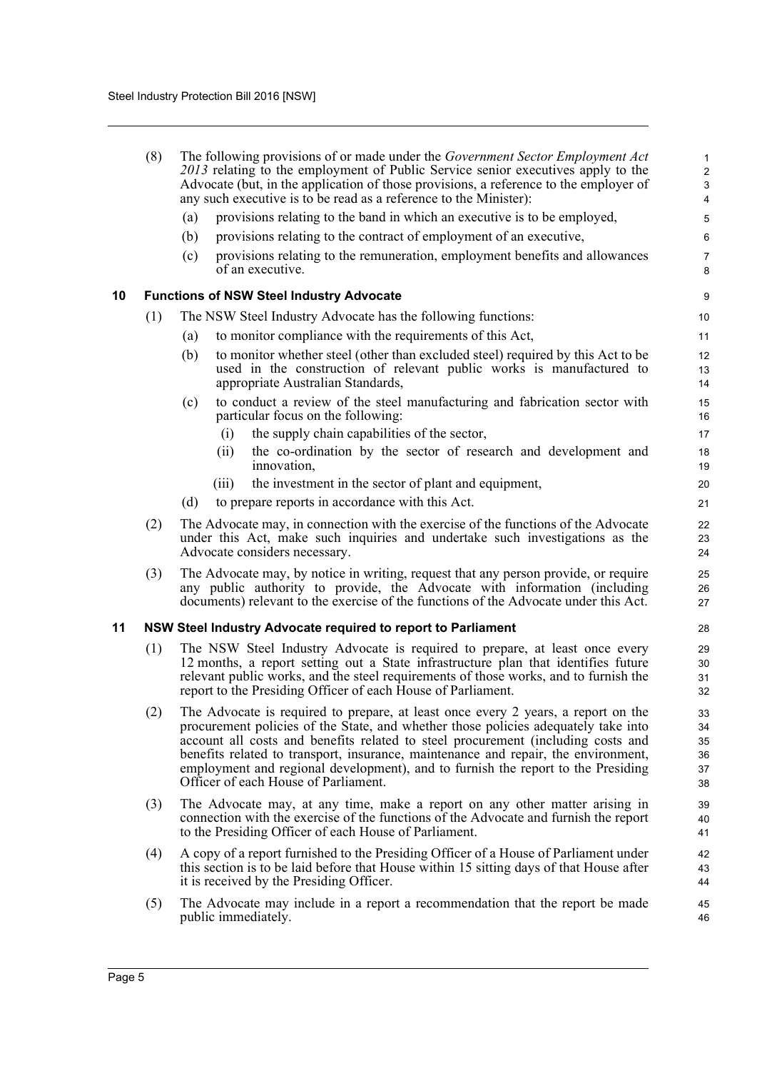(8) The following provisions of or made under the *Government Sector Employment Act 2013* relating to the employment of Public Service senior executives apply to the Advocate (but, in the application of those provisions, a reference to the employer of any such executive is to be read as a reference to the Minister):

(a) provisions relating to the band in which an executive is to be employed,

(b) provisions relating to the contract of employment of an executive,

(c) provisions relating to the remuneration, employment benefits and allowances of an executive.

### 10 Functions of NSW Steel Industry Advocate

(1) The NSW Steel Industry Advocate has the following functions:

(a) to monitor compliance with the requirements of this Act,

(b) to monitor whether steel (other than excluded steel) required by this Act to be used in the construction of relevant public works is manufactured to appropriate Australian Standards,

(c) to conduct a review of the steel manufacturing and fabrication sector with particular focus on the following:

(i) the supply chain capabilities of the sector,

(ii) the co-ordination by the sector of research and development and innovation,

(iii) the investment in the sector of plant and equipment,

(d) to prepare reports in accordance with this Act.

(2) The Advocate may, in connection with the exercise of the functions of the Advocate under this Act, make such inquiries and undertake such investigations as the Advocate considers necessary.

(3) The Advocate may, by notice in writing, request that any person provide, or require any public authority to provide, the Advocate with information (including documents) relevant to the exercise of the functions of the Advocate under this Act.

### 11 NSW Steel Industry Advocate required to report to Parliament

(1) The NSW Steel Industry Advocate is required to prepare, at least once every 12 months, a report setting out a State infrastructure plan that identifies future relevant public works, and the steel requirements of those works, and to furnish the report to the Presiding Officer of each House of Parliament.

(2) The Advocate is required to prepare, at least once every 2 years, a report on the procurement policies of the State, and whether those policies adequately take into account all costs and benefits related to steel procurement (including costs and benefits related to transport, insurance, maintenance and repair, the environment, employment and regional development), and to furnish the report to the Presiding Officer of each House of Parliament.

(3) The Advocate may, at any time, make a report on any other matter arising in connection with the exercise of the functions of the Advocate and furnish the report to the Presiding Officer of each House of Parliament.

(4) A copy of a report furnished to the Presiding Officer of a House of Parliament under this section is to be laid before that House within 15 sitting days of that House after it is received by the Presiding Officer.

(5) The Advocate may include in a report a recommendation that the report be made public immediately.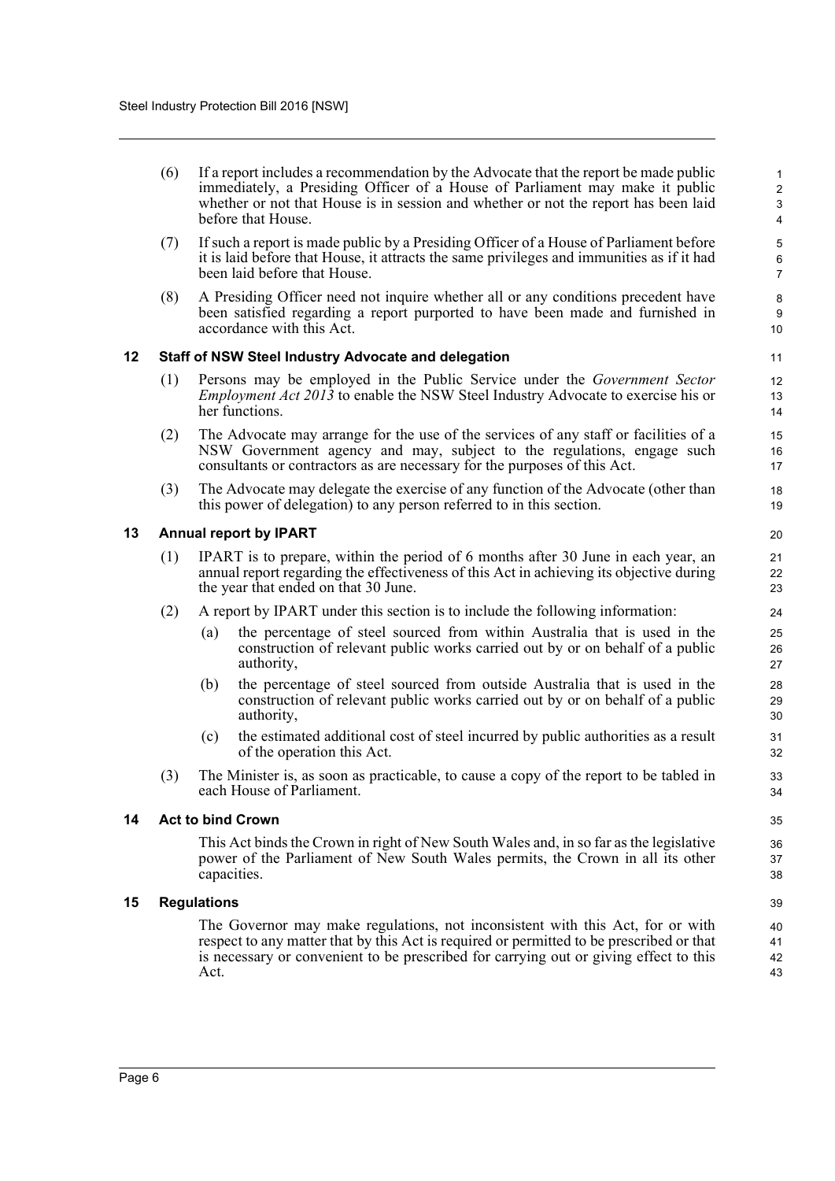(6) If a report includes a recommendation by the Advocate that the report be made public immediately, a Presiding Officer of a House of Parliament may make it public whether or not that House is in session and whether or not the report has been laid before that House.

(7) If such a report is made public by a Presiding Officer of a House of Parliament before it is laid before that House, it attracts the same privileges and immunities as if it had been laid before that House.

(8) A Presiding Officer need not inquire whether all or any conditions precedent have been satisfied regarding a report purported to have been made and furnished in accordance with this Act.

### 12 Staff of NSW Steel Industry Advocate and delegation

(1) Persons may be employed in the Public Service under the *Government Sector Employment Act 2013* to enable the NSW Steel Industry Advocate to exercise his or her functions.

(2) The Advocate may arrange for the use of the services of any staff or facilities of a NSW Government agency and may, subject to the regulations, engage such consultants or contractors as are necessary for the purposes of this Act.

(3) The Advocate may delegate the exercise of any function of the Advocate (other than this power of delegation) to any person referred to in this section.

### 13 Annual report by IPART

(1) IPART is to prepare, within the period of 6 months after 30 June in each year, an annual report regarding the effectiveness of this Act in achieving its objective during the year that ended on that 30 June.

(2) A report by IPART under this section is to include the following information:

(a) the percentage of steel sourced from within Australia that is used in the construction of relevant public works carried out by or on behalf of a public authority,

(b) the percentage of steel sourced from outside Australia that is used in the construction of relevant public works carried out by or on behalf of a public authority,

(c) the estimated additional cost of steel incurred by public authorities as a result of the operation this Act.

(3) The Minister is, as soon as practicable, to cause a copy of the report to be tabled in each House of Parliament.

### 14 Act to bind Crown

This Act binds the Crown in right of New South Wales and, in so far as the legislative power of the Parliament of New South Wales permits, the Crown in all its other capacities.

### 15 Regulations

The Governor may make regulations, not inconsistent with this Act, for or with respect to any matter that by this Act is required or permitted to be prescribed or that is necessary or convenient to be prescribed for carrying out or giving effect to this Act.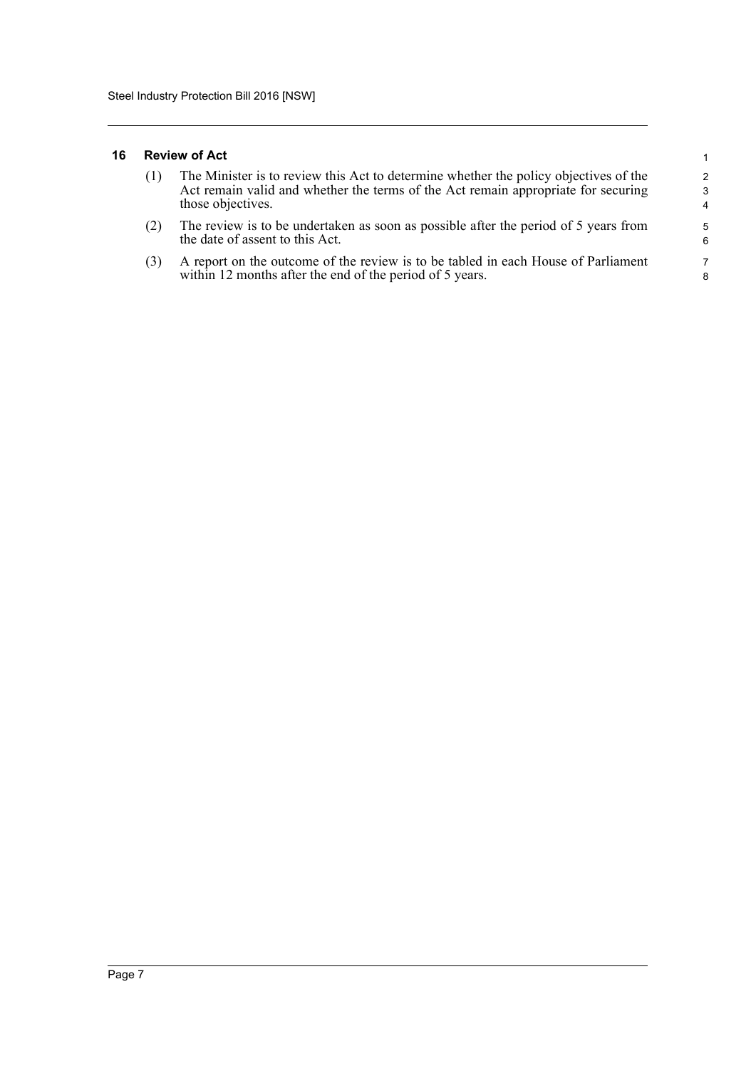### 16 Review of Act

(1) The Minister is to review this Act to determine whether the policy objectives of the Act remain valid and whether the terms of the Act remain appropriate for securing those objectives.

(2) The review is to be undertaken as soon as possible after the period of 5 years from the date of assent to this Act.

(3) A report on the outcome of the review is to be tabled in each House of Parliament within 12 months after the end of the period of 5 years.